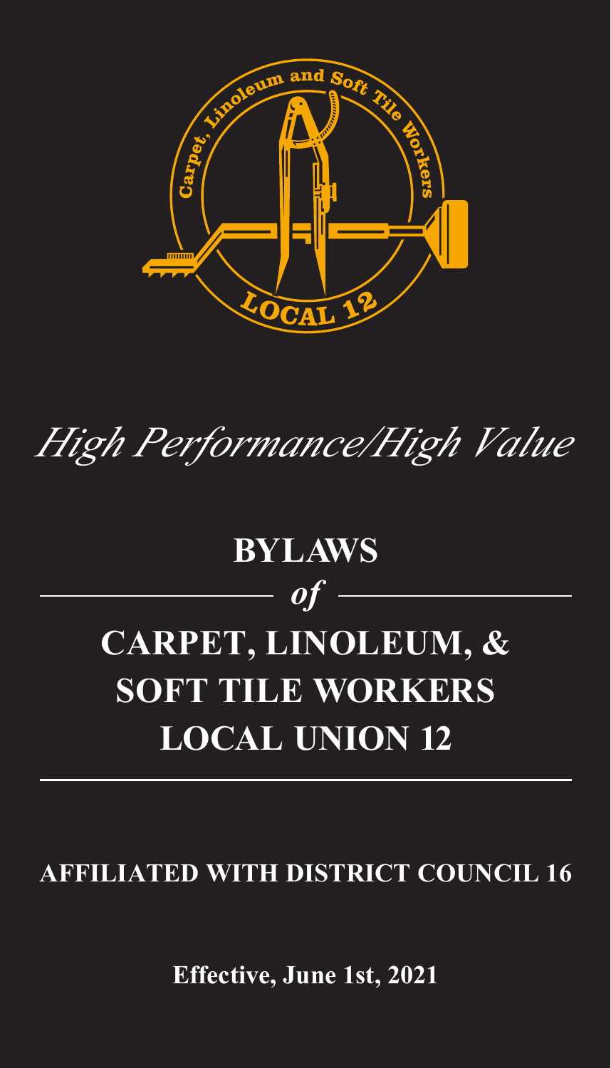Carpet, Linoleum and Soft Tile Workers

LOCAL 12

*High Performance/High Value*

# BYLAWS

*of*

# CARPET, LINOLEUM, & SOFT TILE WORKERS LOCAL UNION 12

**AFFILIATED WITH DISTRICT COUNCIL 16**

**Effective, June 1st, 2021**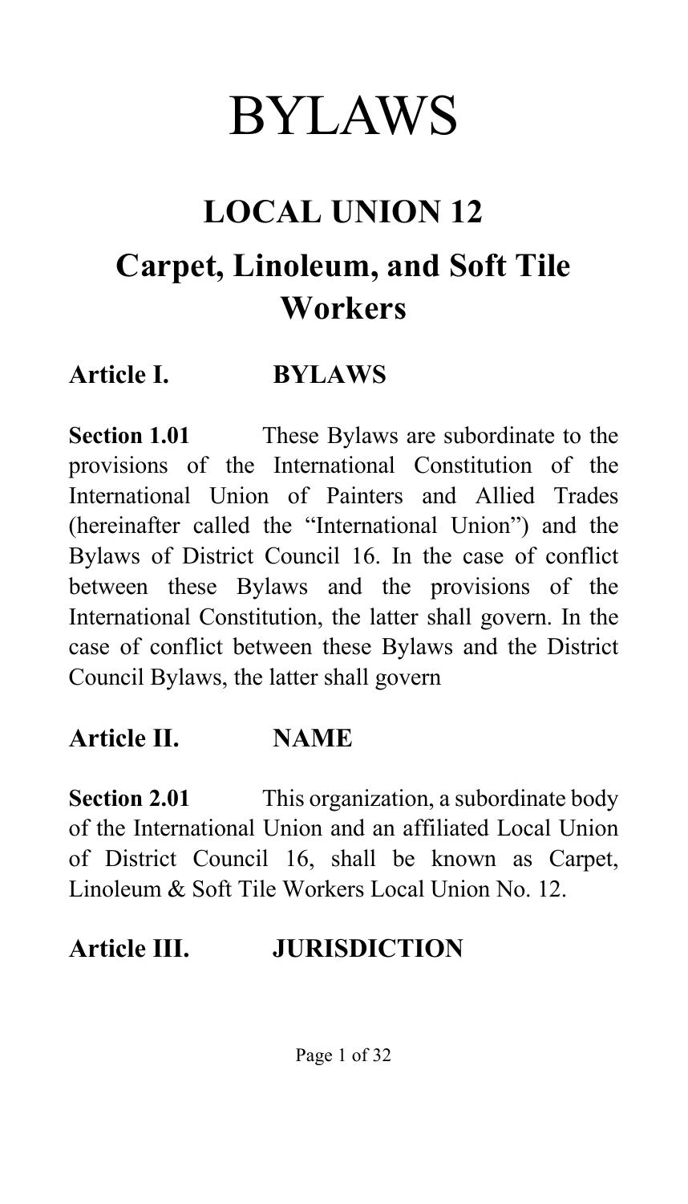# BYLAWS

## LOCAL UNION 12

## Carpet, Linoleum, and Soft Tile Workers

### Article I. BYLAWS

**Section 1.01** These Bylaws are subordinate to the provisions of the International Constitution of the International Union of Painters and Allied Trades (hereinafter called the "International Union") and the Bylaws of District Council 16. In the case of conflict between these Bylaws and the provisions of the International Constitution, the latter shall govern. In the case of conflict between these Bylaws and the District Council Bylaws, the latter shall govern

### Article II. NAME

**Section 2.01** This organization, a subordinate body of the International Union and an affiliated Local Union of District Council 16, shall be known as Carpet, Linoleum & Soft Tile Workers Local Union No. 12.

### Article III. JURISDICTION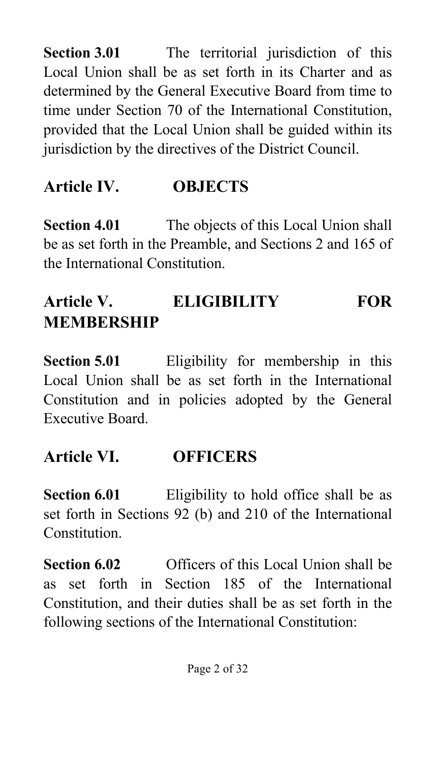**Section 3.01** The territorial jurisdiction of this Local Union shall be as set forth in its Charter and as determined by the General Executive Board from time to time under Section 70 of the International Constitution, provided that the Local Union shall be guided within its jurisdiction by the directives of the District Council.

## Article IV. OBJECTS

**Section 4.01** The objects of this Local Union shall be as set forth in the Preamble, and Sections 2 and 165 of the International Constitution.

## Article V. ELIGIBILITY FOR MEMBERSHIP

**Section 5.01** Eligibility for membership in this Local Union shall be as set forth in the International Constitution and in policies adopted by the General Executive Board.

## Article VI. OFFICERS

**Section 6.01** Eligibility to hold office shall be as set forth in Sections 92 (b) and 210 of the International Constitution.

**Section 6.02** Officers of this Local Union shall be as set forth in Section 185 of the International Constitution, and their duties shall be as set forth in the following sections of the International Constitution: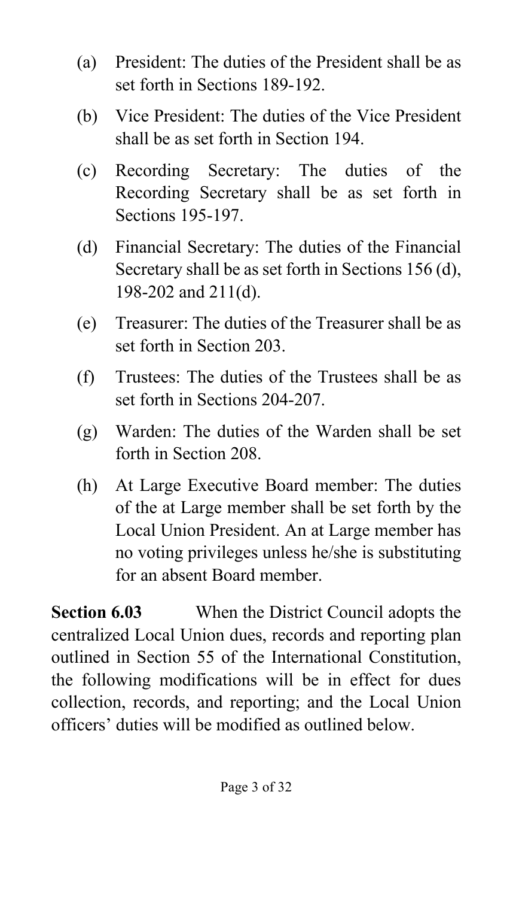(a) President: The duties of the President shall be as set forth in Sections 189-192.

(b) Vice President: The duties of the Vice President shall be as set forth in Section 194.

(c) Recording Secretary: The duties of the Recording Secretary shall be as set forth in Sections 195-197.

(d) Financial Secretary: The duties of the Financial Secretary shall be as set forth in Sections 156 (d), 198-202 and 211(d).

(e) Treasurer: The duties of the Treasurer shall be as set forth in Section 203.

(f) Trustees: The duties of the Trustees shall be as set forth in Sections 204-207.

(g) Warden: The duties of the Warden shall be set forth in Section 208.

(h) At Large Executive Board member: The duties of the at Large member shall be set forth by the Local Union President. An at Large member has no voting privileges unless he/she is substituting for an absent Board member.

**Section 6.03** When the District Council adopts the centralized Local Union dues, records and reporting plan outlined in Section 55 of the International Constitution, the following modifications will be in effect for dues collection, records, and reporting; and the Local Union officers' duties will be modified as outlined below.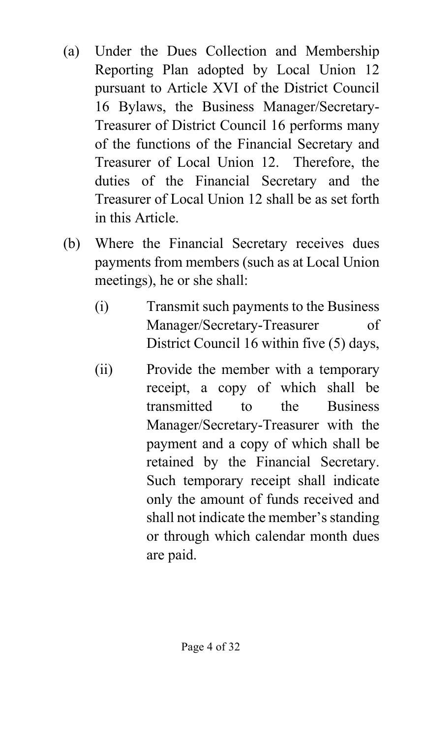(a) Under the Dues Collection and Membership Reporting Plan adopted by Local Union 12 pursuant to Article XVI of the District Council 16 Bylaws, the Business Manager/Secretary-Treasurer of District Council 16 performs many of the functions of the Financial Secretary and Treasurer of Local Union 12. Therefore, the duties of the Financial Secretary and the Treasurer of Local Union 12 shall be as set forth in this Article.

(b) Where the Financial Secretary receives dues payments from members (such as at Local Union meetings), he or she shall:

   (i) Transmit such payments to the Business Manager/Secretary-Treasurer of District Council 16 within five (5) days,

   (ii) Provide the member with a temporary receipt, a copy of which shall be transmitted to the Business Manager/Secretary-Treasurer with the payment and a copy of which shall be retained by the Financial Secretary. Such temporary receipt shall indicate only the amount of funds received and shall not indicate the member's standing or through which calendar month dues are paid.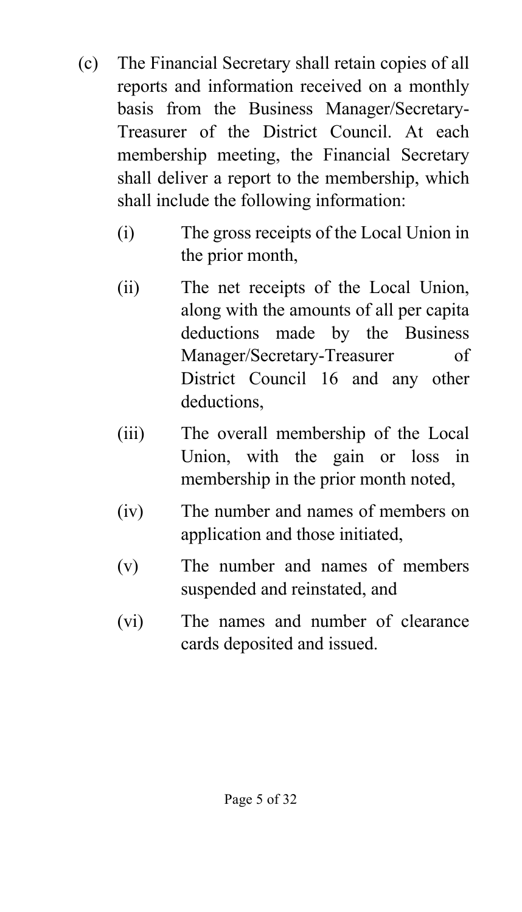(c) The Financial Secretary shall retain copies of all reports and information received on a monthly basis from the Business Manager/Secretary-Treasurer of the District Council. At each membership meeting, the Financial Secretary shall deliver a report to the membership, which shall include the following information:

   (i) The gross receipts of the Local Union in the prior month,

   (ii) The net receipts of the Local Union, along with the amounts of all per capita deductions made by the Business Manager/Secretary-Treasurer of District Council 16 and any other deductions,

   (iii) The overall membership of the Local Union, with the gain or loss in membership in the prior month noted,

   (iv) The number and names of members on application and those initiated,

   (v) The number and names of members suspended and reinstated, and

   (vi) The names and number of clearance cards deposited and issued.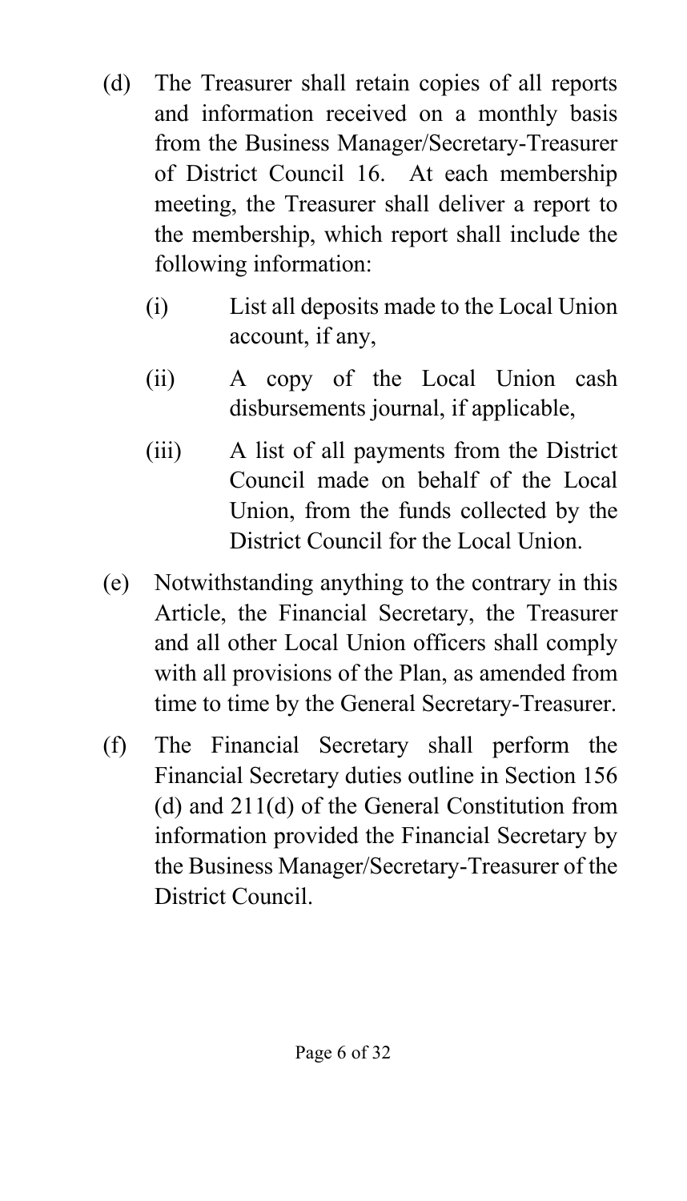(d) The Treasurer shall retain copies of all reports and information received on a monthly basis from the Business Manager/Secretary-Treasurer of District Council 16. At each membership meeting, the Treasurer shall deliver a report to the membership, which report shall include the following information:

   (i) List all deposits made to the Local Union account, if any,

   (ii) A copy of the Local Union cash disbursements journal, if applicable,

   (iii) A list of all payments from the District Council made on behalf of the Local Union, from the funds collected by the District Council for the Local Union.

(e) Notwithstanding anything to the contrary in this Article, the Financial Secretary, the Treasurer and all other Local Union officers shall comply with all provisions of the Plan, as amended from time to time by the General Secretary-Treasurer.

(f) The Financial Secretary shall perform the Financial Secretary duties outline in Section 156 (d) and 211(d) of the General Constitution from information provided the Financial Secretary by the Business Manager/Secretary-Treasurer of the District Council.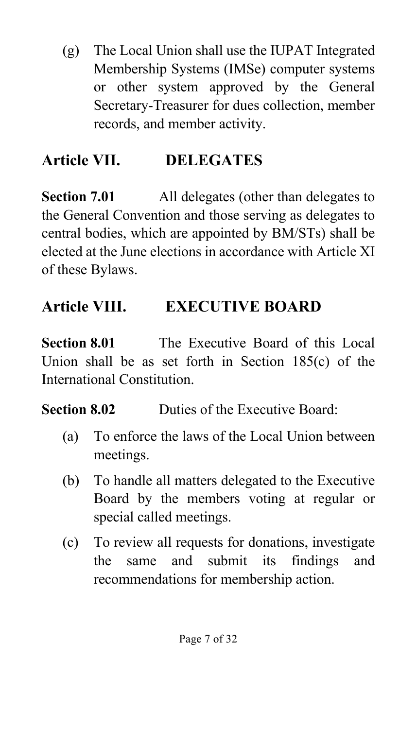(g) The Local Union shall use the IUPAT Integrated Membership Systems (IMSe) computer systems or other system approved by the General Secretary-Treasurer for dues collection, member records, and member activity.

## Article VII. DELEGATES

**Section 7.01** All delegates (other than delegates to the General Convention and those serving as delegates to central bodies, which are appointed by BM/STs) shall be elected at the June elections in accordance with Article XI of these Bylaws.

## Article VIII. EXECUTIVE BOARD

**Section 8.01** The Executive Board of this Local Union shall be as set forth in Section 185(c) of the International Constitution.

**Section 8.02** Duties of the Executive Board:

(a) To enforce the laws of the Local Union between meetings.

(b) To handle all matters delegated to the Executive Board by the members voting at regular or special called meetings.

(c) To review all requests for donations, investigate the same and submit its findings and recommendations for membership action.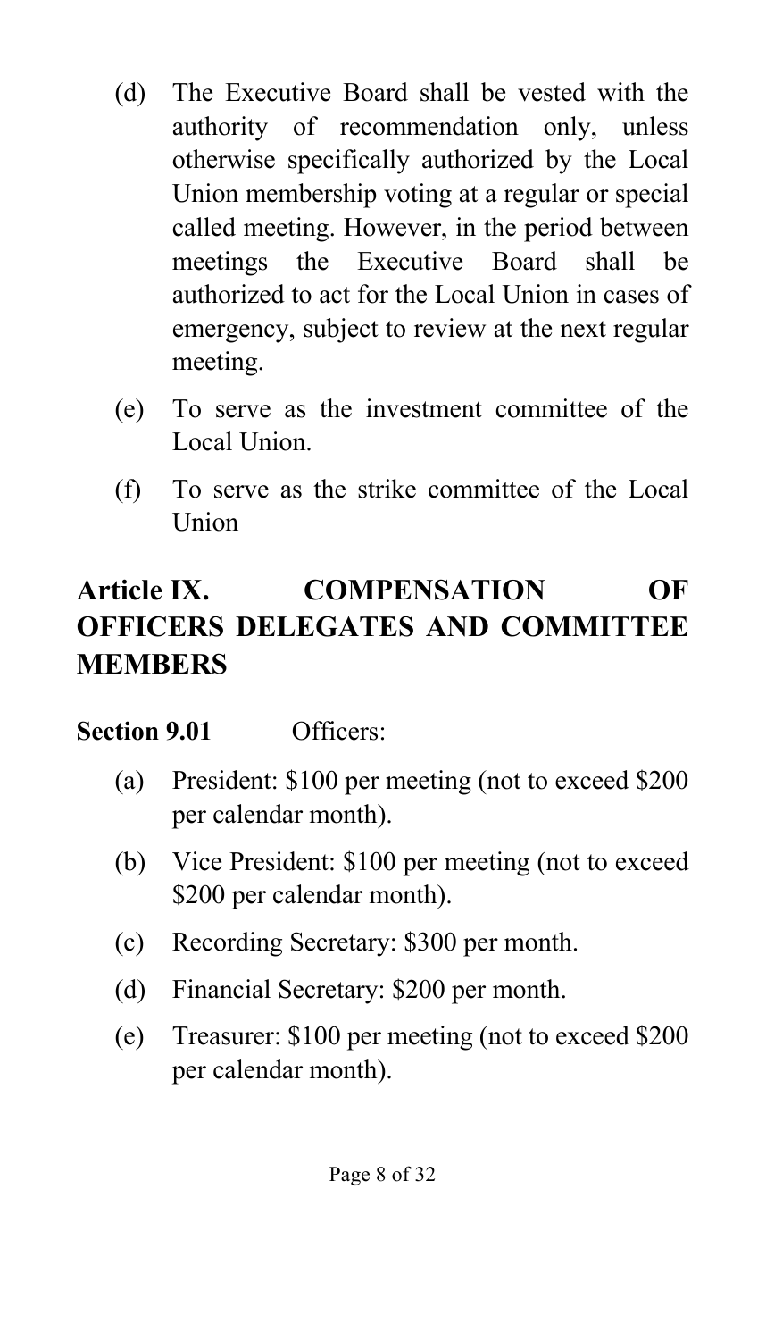(d) The Executive Board shall be vested with the authority of recommendation only, unless otherwise specifically authorized by the Local Union membership voting at a regular or special called meeting. However, in the period between meetings the Executive Board shall be authorized to act for the Local Union in cases of emergency, subject to review at the next regular meeting.

(e) To serve as the investment committee of the Local Union.

(f) To serve as the strike committee of the Local Union

## Article IX. COMPENSATION OF OFFICERS DELEGATES AND COMMITTEE MEMBERS

**Section 9.01** Officers:

(a) President: $100 per meeting (not to exceed $200 per calendar month).

(b) Vice President: $100 per meeting (not to exceed $200 per calendar month).

(c) Recording Secretary: $300 per month.

(d) Financial Secretary: $200 per month.

(e) Treasurer: $100 per meeting (not to exceed $200 per calendar month).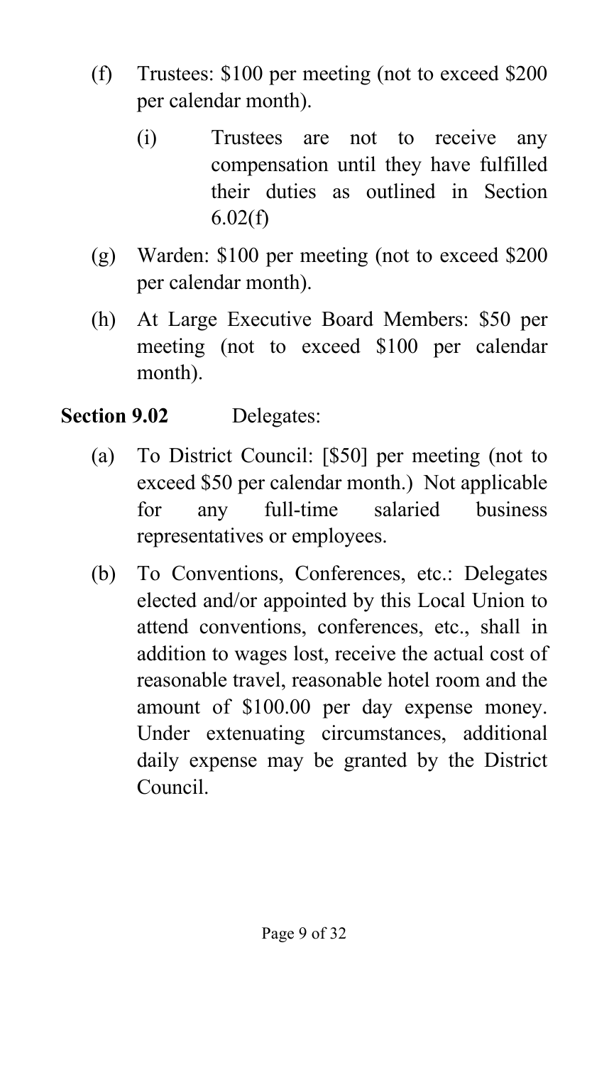(f) Trustees: $100 per meeting (not to exceed $200 per calendar month).

   (i) Trustees are not to receive any compensation until they have fulfilled their duties as outlined in Section 6.02(f)

(g) Warden: $100 per meeting (not to exceed $200 per calendar month).

(h) At Large Executive Board Members: $50 per meeting (not to exceed $100 per calendar month).

**Section 9.02** Delegates:

(a) To District Council: [$50] per meeting (not to exceed $50 per calendar month.) Not applicable for any full-time salaried business representatives or employees.

(b) To Conventions, Conferences, etc.: Delegates elected and/or appointed by this Local Union to attend conventions, conferences, etc., shall in addition to wages lost, receive the actual cost of reasonable travel, reasonable hotel room and the amount of $100.00 per day expense money. Under extenuating circumstances, additional daily expense may be granted by the District Council.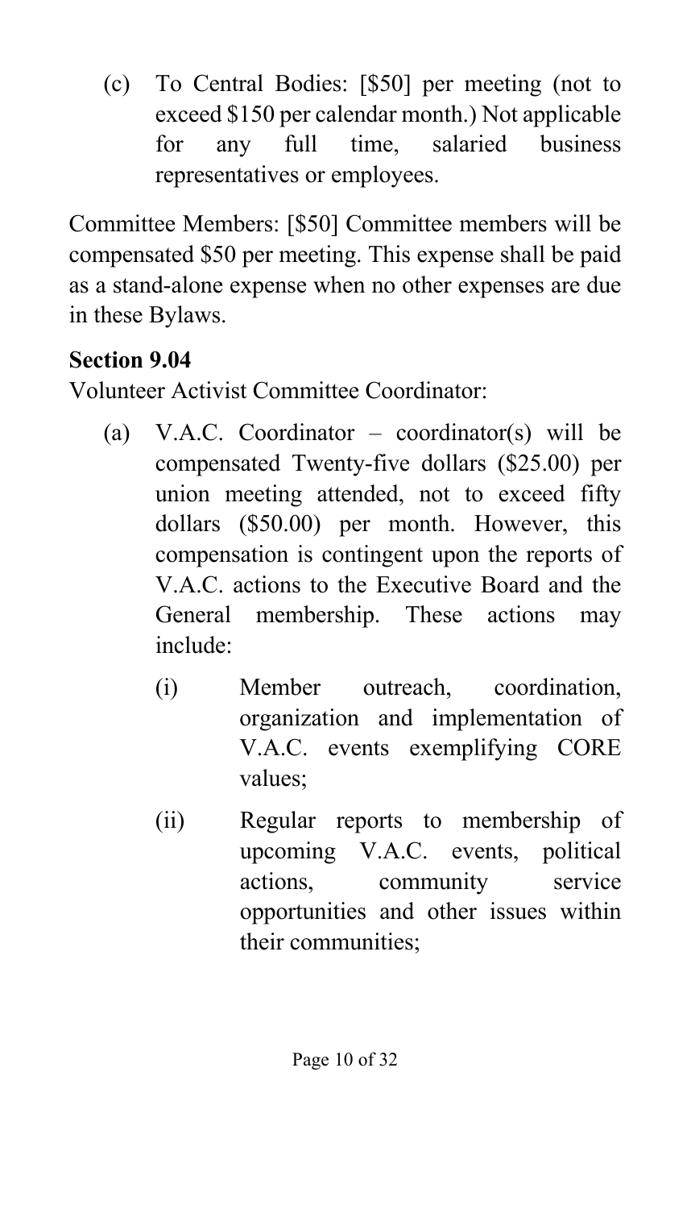(c) To Central Bodies: [$50] per meeting (not to exceed $150 per calendar month.) Not applicable for any full time, salaried business representatives or employees.

Committee Members: [$50] Committee members will be compensated $50 per meeting. This expense shall be paid as a stand-alone expense when no other expenses are due in these Bylaws.

**Section 9.04**

Volunteer Activist Committee Coordinator:

(a) V.A.C. Coordinator – coordinator(s) will be compensated Twenty-five dollars ($25.00) per union meeting attended, not to exceed fifty dollars ($50.00) per month. However, this compensation is contingent upon the reports of V.A.C. actions to the Executive Board and the General membership. These actions may include:

   (i) Member outreach, coordination, organization and implementation of V.A.C. events exemplifying CORE values;

   (ii) Regular reports to membership of upcoming V.A.C. events, political actions, community service opportunities and other issues within their communities;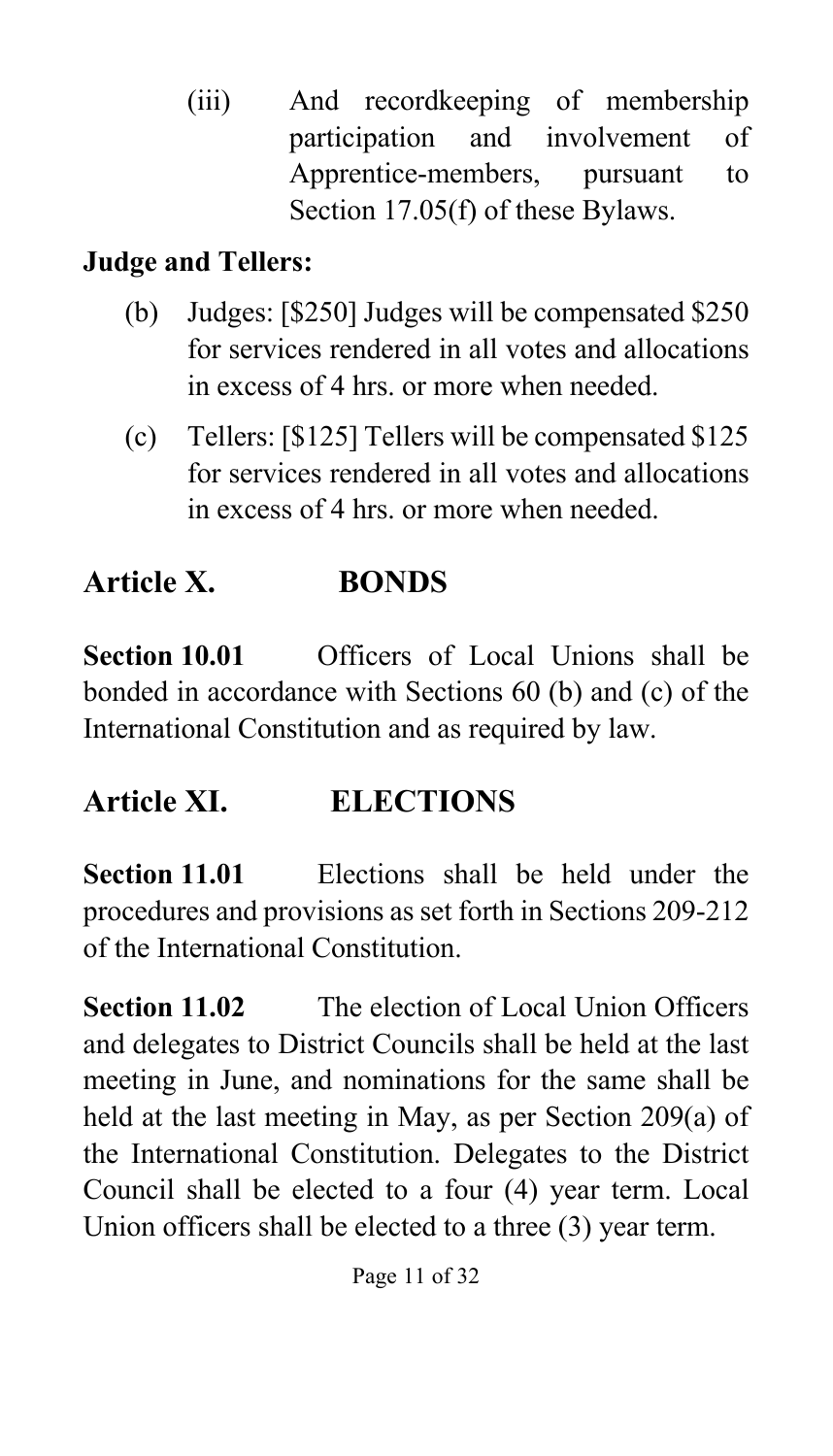(iii) And recordkeeping of membership participation and involvement of Apprentice-members, pursuant to Section 17.05(f) of these Bylaws.

**Judge and Tellers:**

(b) Judges: [$250] Judges will be compensated $250 for services rendered in all votes and allocations in excess of 4 hrs. or more when needed.

(c) Tellers: [$125] Tellers will be compensated $125 for services rendered in all votes and allocations in excess of 4 hrs. or more when needed.

## Article X. BONDS

**Section 10.01** Officers of Local Unions shall be bonded in accordance with Sections 60 (b) and (c) of the International Constitution and as required by law.

## Article XI. ELECTIONS

**Section 11.01** Elections shall be held under the procedures and provisions as set forth in Sections 209-212 of the International Constitution.

**Section 11.02** The election of Local Union Officers and delegates to District Councils shall be held at the last meeting in June, and nominations for the same shall be held at the last meeting in May, as per Section 209(a) of the International Constitution. Delegates to the District Council shall be elected to a four (4) year term. Local Union officers shall be elected to a three (3) year term.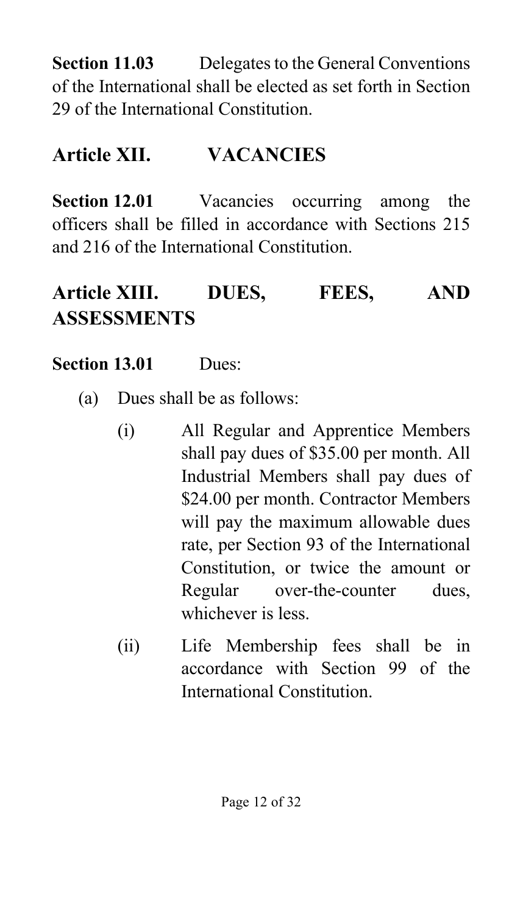**Section 11.03** Delegates to the General Conventions of the International shall be elected as set forth in Section 29 of the International Constitution.

## Article XII. VACANCIES

**Section 12.01** Vacancies occurring among the officers shall be filled in accordance with Sections 215 and 216 of the International Constitution.

## Article XIII. DUES, FEES, AND ASSESSMENTS

**Section 13.01** Dues:

(a) Dues shall be as follows:

(i) All Regular and Apprentice Members shall pay dues of $35.00 per month. All Industrial Members shall pay dues of $24.00 per month. Contractor Members will pay the maximum allowable dues rate, per Section 93 of the International Constitution, or twice the amount or Regular over-the-counter dues, whichever is less.

(ii) Life Membership fees shall be in accordance with Section 99 of the International Constitution.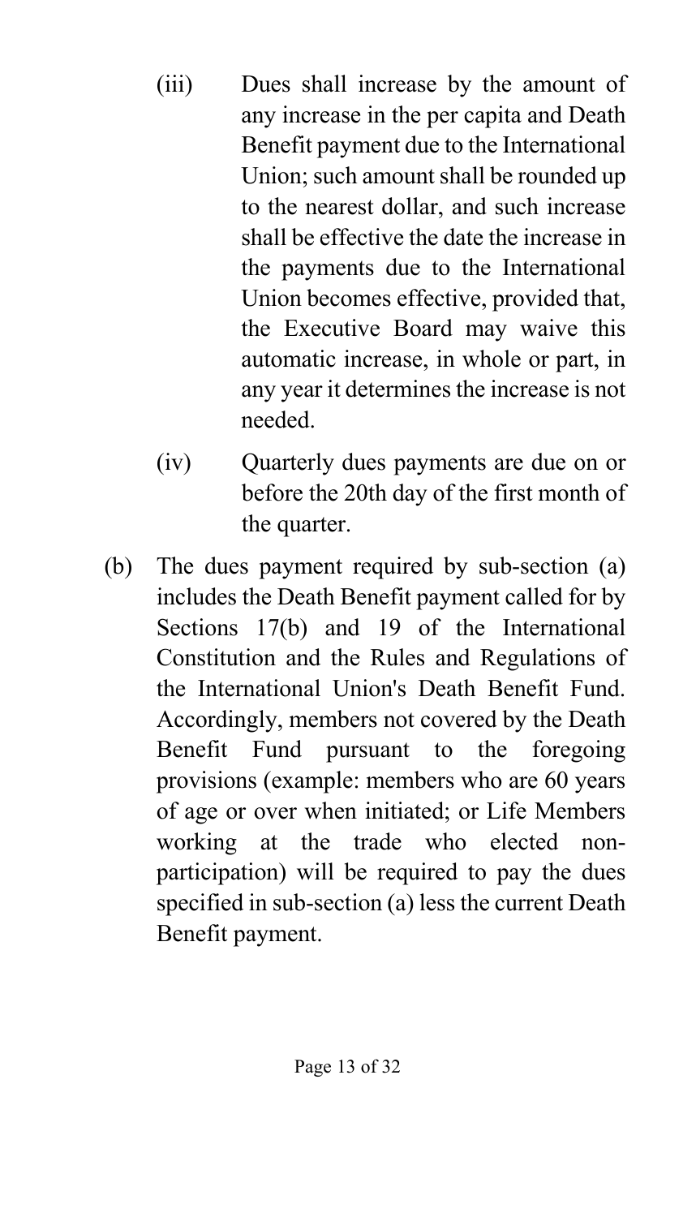(iii) Dues shall increase by the amount of any increase in the per capita and Death Benefit payment due to the International Union; such amount shall be rounded up to the nearest dollar, and such increase shall be effective the date the increase in the payments due to the International Union becomes effective, provided that, the Executive Board may waive this automatic increase, in whole or part, in any year it determines the increase is not needed.

(iv) Quarterly dues payments are due on or before the 20th day of the first month of the quarter.

(b) The dues payment required by sub-section (a) includes the Death Benefit payment called for by Sections 17(b) and 19 of the International Constitution and the Rules and Regulations of the International Union's Death Benefit Fund. Accordingly, members not covered by the Death Benefit Fund pursuant to the foregoing provisions (example: members who are 60 years of age or over when initiated; or Life Members working at the trade who elected non-participation) will be required to pay the dues specified in sub-section (a) less the current Death Benefit payment.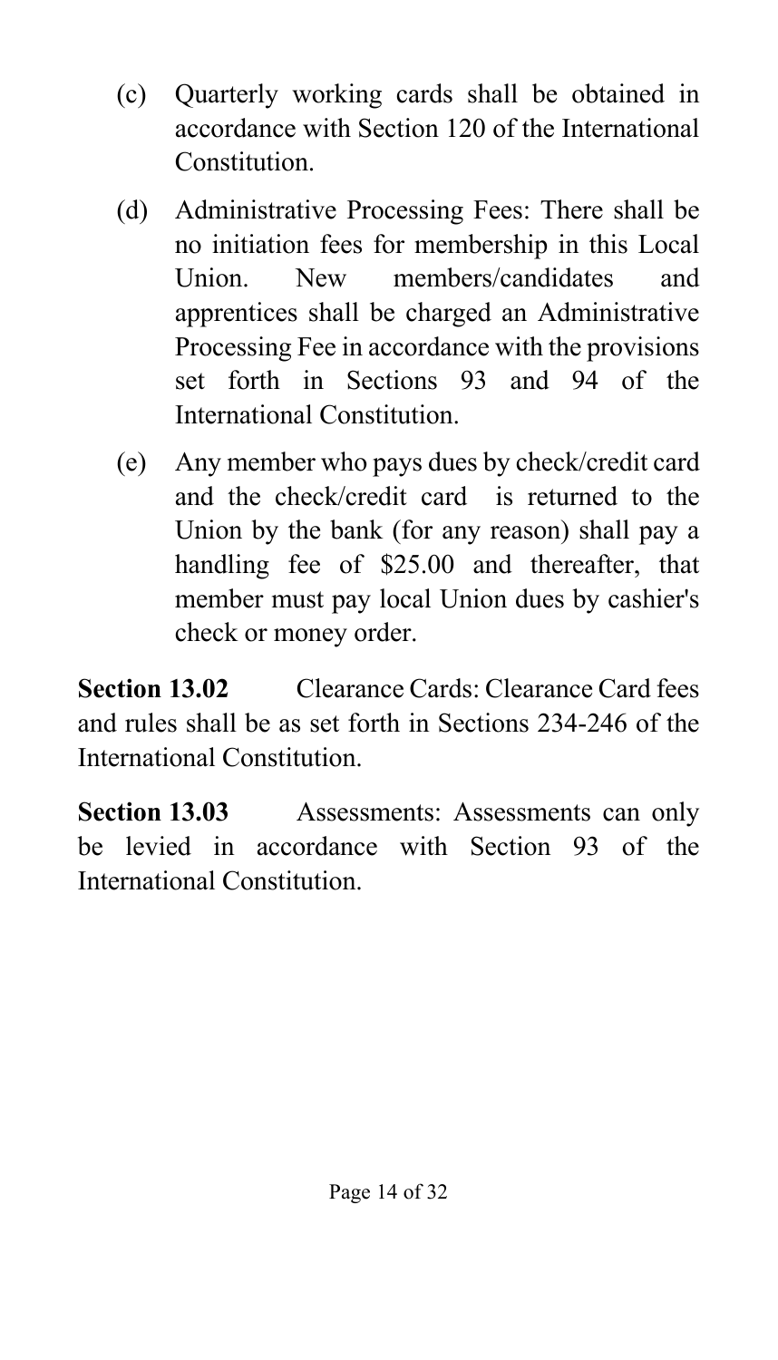(c) Quarterly working cards shall be obtained in accordance with Section 120 of the International Constitution.

(d) Administrative Processing Fees: There shall be no initiation fees for membership in this Local Union. New members/candidates and apprentices shall be charged an Administrative Processing Fee in accordance with the provisions set forth in Sections 93 and 94 of the International Constitution.

(e) Any member who pays dues by check/credit card and the check/credit card is returned to the Union by the bank (for any reason) shall pay a handling fee of $25.00 and thereafter, that member must pay local Union dues by cashier's check or money order.

**Section 13.02** Clearance Cards: Clearance Card fees and rules shall be as set forth in Sections 234-246 of the International Constitution.

**Section 13.03** Assessments: Assessments can only be levied in accordance with Section 93 of the International Constitution.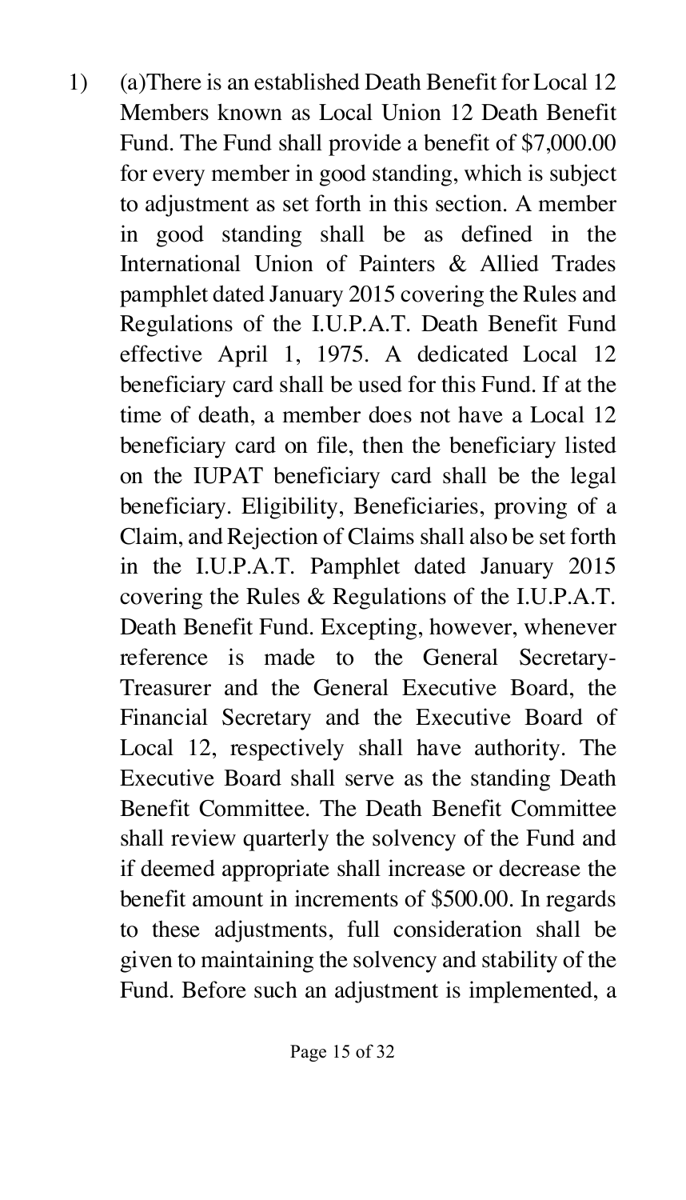1) (a)There is an established Death Benefit for Local 12 Members known as Local Union 12 Death Benefit Fund. The Fund shall provide a benefit of $7,000.00 for every member in good standing, which is subject to adjustment as set forth in this section. A member in good standing shall be as defined in the International Union of Painters & Allied Trades pamphlet dated January 2015 covering the Rules and Regulations of the I.U.P.A.T. Death Benefit Fund effective April 1, 1975. A dedicated Local 12 beneficiary card shall be used for this Fund. If at the time of death, a member does not have a Local 12 beneficiary card on file, then the beneficiary listed on the IUPAT beneficiary card shall be the legal beneficiary. Eligibility, Beneficiaries, proving of a Claim, and Rejection of Claims shall also be set forth in the I.U.P.A.T. Pamphlet dated January 2015 covering the Rules & Regulations of the I.U.P.A.T. Death Benefit Fund. Excepting, however, whenever reference is made to the General Secretary-Treasurer and the General Executive Board, the Financial Secretary and the Executive Board of Local 12, respectively shall have authority. The Executive Board shall serve as the standing Death Benefit Committee. The Death Benefit Committee shall review quarterly the solvency of the Fund and if deemed appropriate shall increase or decrease the benefit amount in increments of $500.00. In regards to these adjustments, full consideration shall be given to maintaining the solvency and stability of the Fund. Before such an adjustment is implemented, a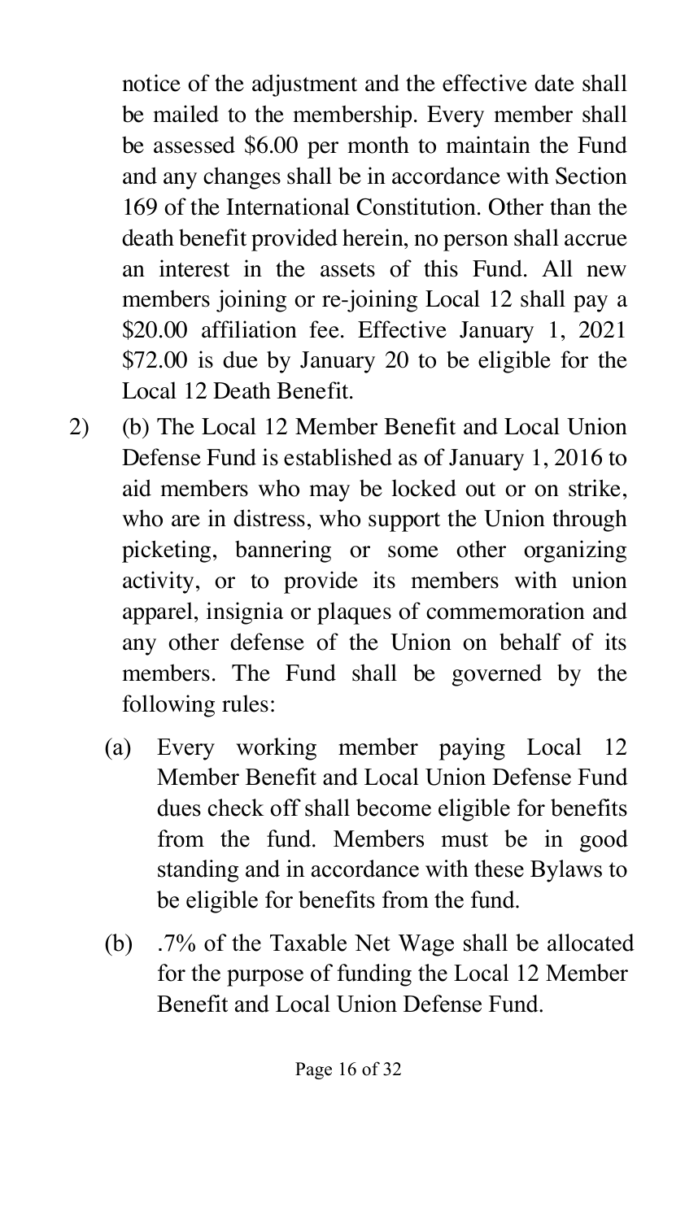notice of the adjustment and the effective date shall be mailed to the membership. Every member shall be assessed $6.00 per month to maintain the Fund and any changes shall be in accordance with Section 169 of the International Constitution. Other than the death benefit provided herein, no person shall accrue an interest in the assets of this Fund. All new members joining or re-joining Local 12 shall pay a $20.00 affiliation fee. Effective January 1, 2021 $72.00 is due by January 20 to be eligible for the Local 12 Death Benefit.

2) (b) The Local 12 Member Benefit and Local Union Defense Fund is established as of January 1, 2016 to aid members who may be locked out or on strike, who are in distress, who support the Union through picketing, bannering or some other organizing activity, or to provide its members with union apparel, insignia or plaques of commemoration and any other defense of the Union on behalf of its members. The Fund shall be governed by the following rules:

   (a) Every working member paying Local 12 Member Benefit and Local Union Defense Fund dues check off shall become eligible for benefits from the fund. Members must be in good standing and in accordance with these Bylaws to be eligible for benefits from the fund.

   (b) .7% of the Taxable Net Wage shall be allocated for the purpose of funding the Local 12 Member Benefit and Local Union Defense Fund.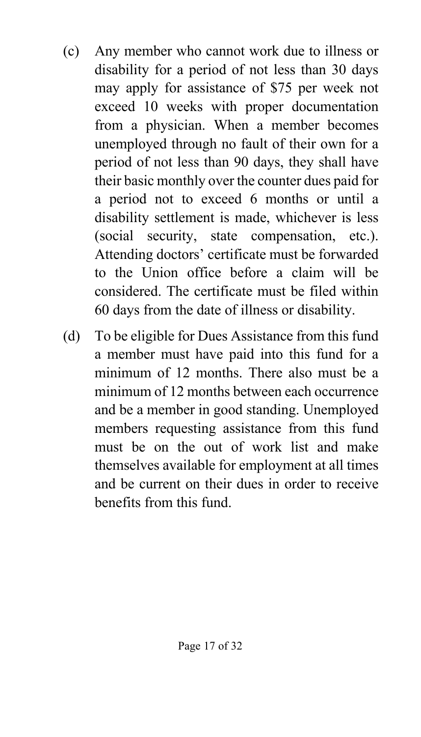(c) Any member who cannot work due to illness or disability for a period of not less than 30 days may apply for assistance of $75 per week not exceed 10 weeks with proper documentation from a physician. When a member becomes unemployed through no fault of their own for a period of not less than 90 days, they shall have their basic monthly over the counter dues paid for a period not to exceed 6 months or until a disability settlement is made, whichever is less (social security, state compensation, etc.). Attending doctors' certificate must be forwarded to the Union office before a claim will be considered. The certificate must be filed within 60 days from the date of illness or disability.

(d) To be eligible for Dues Assistance from this fund a member must have paid into this fund for a minimum of 12 months. There also must be a minimum of 12 months between each occurrence and be a member in good standing. Unemployed members requesting assistance from this fund must be on the out of work list and make themselves available for employment at all times and be current on their dues in order to receive benefits from this fund.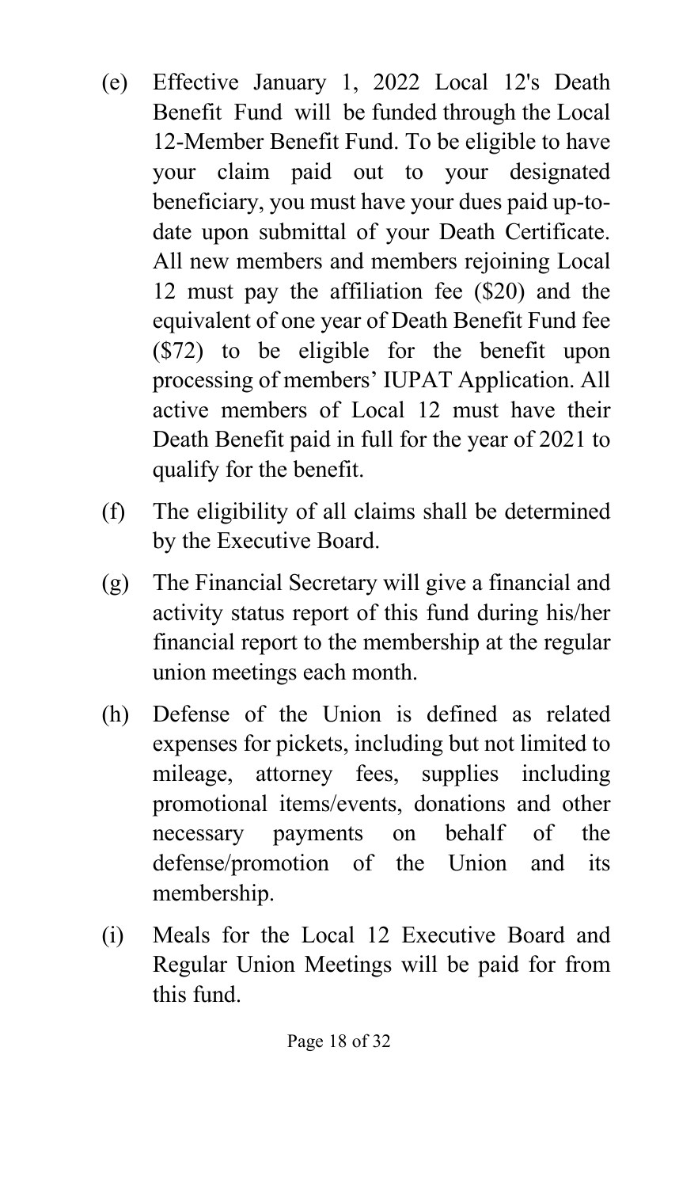(e) Effective January 1, 2022 Local 12's Death Benefit Fund will be funded through the Local 12-Member Benefit Fund. To be eligible to have your claim paid out to your designated beneficiary, you must have your dues paid up-to-date upon submittal of your Death Certificate. All new members and members rejoining Local 12 must pay the affiliation fee ($20) and the equivalent of one year of Death Benefit Fund fee ($72) to be eligible for the benefit upon processing of members' IUPAT Application. All active members of Local 12 must have their Death Benefit paid in full for the year of 2021 to qualify for the benefit.

(f) The eligibility of all claims shall be determined by the Executive Board.

(g) The Financial Secretary will give a financial and activity status report of this fund during his/her financial report to the membership at the regular union meetings each month.

(h) Defense of the Union is defined as related expenses for pickets, including but not limited to mileage, attorney fees, supplies including promotional items/events, donations and other necessary payments on behalf of the defense/promotion of the Union and its membership.

(i) Meals for the Local 12 Executive Board and Regular Union Meetings will be paid for from this fund.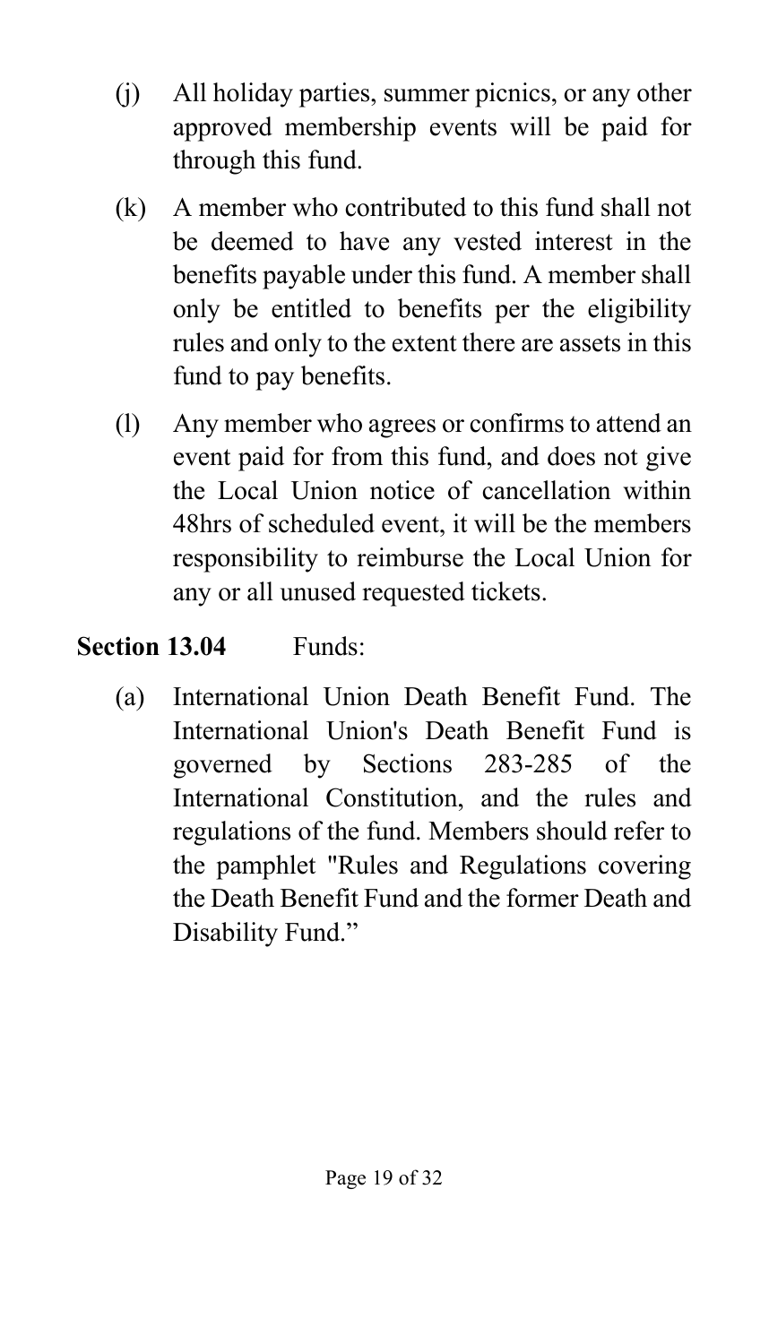(j) All holiday parties, summer picnics, or any other approved membership events will be paid for through this fund.

(k) A member who contributed to this fund shall not be deemed to have any vested interest in the benefits payable under this fund. A member shall only be entitled to benefits per the eligibility rules and only to the extent there are assets in this fund to pay benefits.

(l) Any member who agrees or confirms to attend an event paid for from this fund, and does not give the Local Union notice of cancellation within 48hrs of scheduled event, it will be the members responsibility to reimburse the Local Union for any or all unused requested tickets.

**Section 13.04** Funds:

(a) International Union Death Benefit Fund. The International Union's Death Benefit Fund is governed by Sections 283-285 of the International Constitution, and the rules and regulations of the fund. Members should refer to the pamphlet "Rules and Regulations covering the Death Benefit Fund and the former Death and Disability Fund."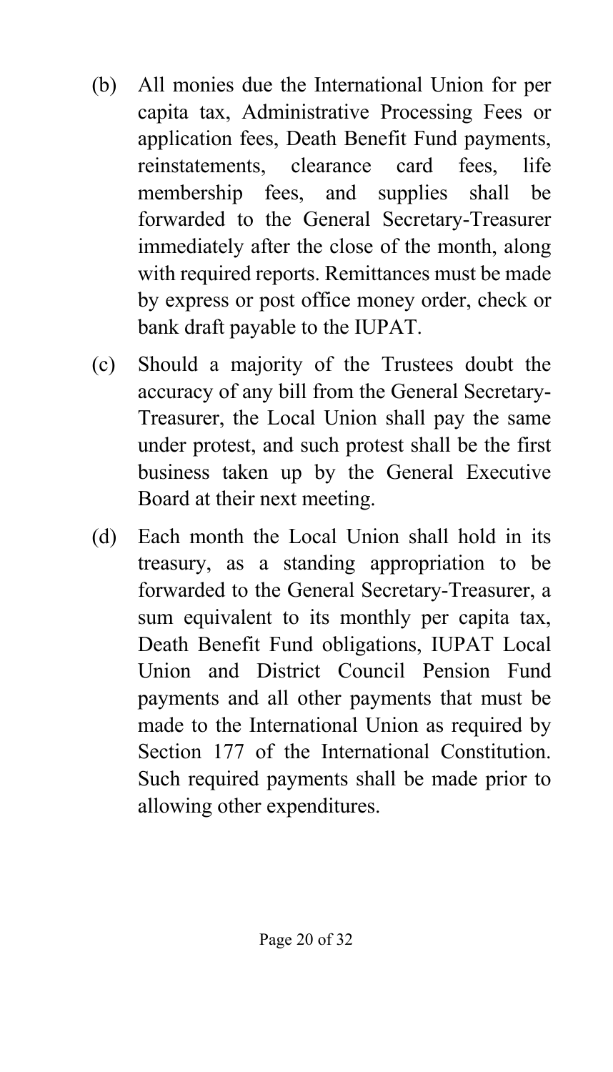(b) All monies due the International Union for per capita tax, Administrative Processing Fees or application fees, Death Benefit Fund payments, reinstatements, clearance card fees, life membership fees, and supplies shall be forwarded to the General Secretary-Treasurer immediately after the close of the month, along with required reports. Remittances must be made by express or post office money order, check or bank draft payable to the IUPAT.

(c) Should a majority of the Trustees doubt the accuracy of any bill from the General Secretary-Treasurer, the Local Union shall pay the same under protest, and such protest shall be the first business taken up by the General Executive Board at their next meeting.

(d) Each month the Local Union shall hold in its treasury, as a standing appropriation to be forwarded to the General Secretary-Treasurer, a sum equivalent to its monthly per capita tax, Death Benefit Fund obligations, IUPAT Local Union and District Council Pension Fund payments and all other payments that must be made to the International Union as required by Section 177 of the International Constitution. Such required payments shall be made prior to allowing other expenditures.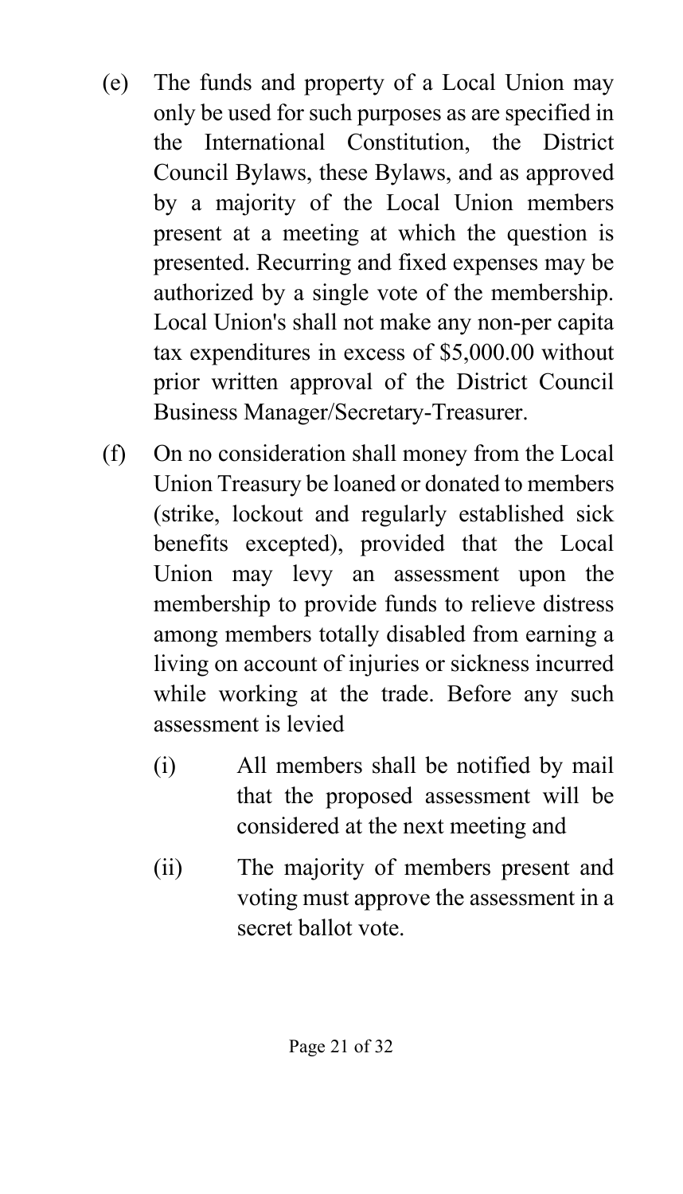(e) The funds and property of a Local Union may only be used for such purposes as are specified in the International Constitution, the District Council Bylaws, these Bylaws, and as approved by a majority of the Local Union members present at a meeting at which the question is presented. Recurring and fixed expenses may be authorized by a single vote of the membership. Local Union's shall not make any non-per capita tax expenditures in excess of $5,000.00 without prior written approval of the District Council Business Manager/Secretary-Treasurer.

(f) On no consideration shall money from the Local Union Treasury be loaned or donated to members (strike, lockout and regularly established sick benefits excepted), provided that the Local Union may levy an assessment upon the membership to provide funds to relieve distress among members totally disabled from earning a living on account of injuries or sickness incurred while working at the trade. Before any such assessment is levied

   (i) All members shall be notified by mail that the proposed assessment will be considered at the next meeting and

   (ii) The majority of members present and voting must approve the assessment in a secret ballot vote.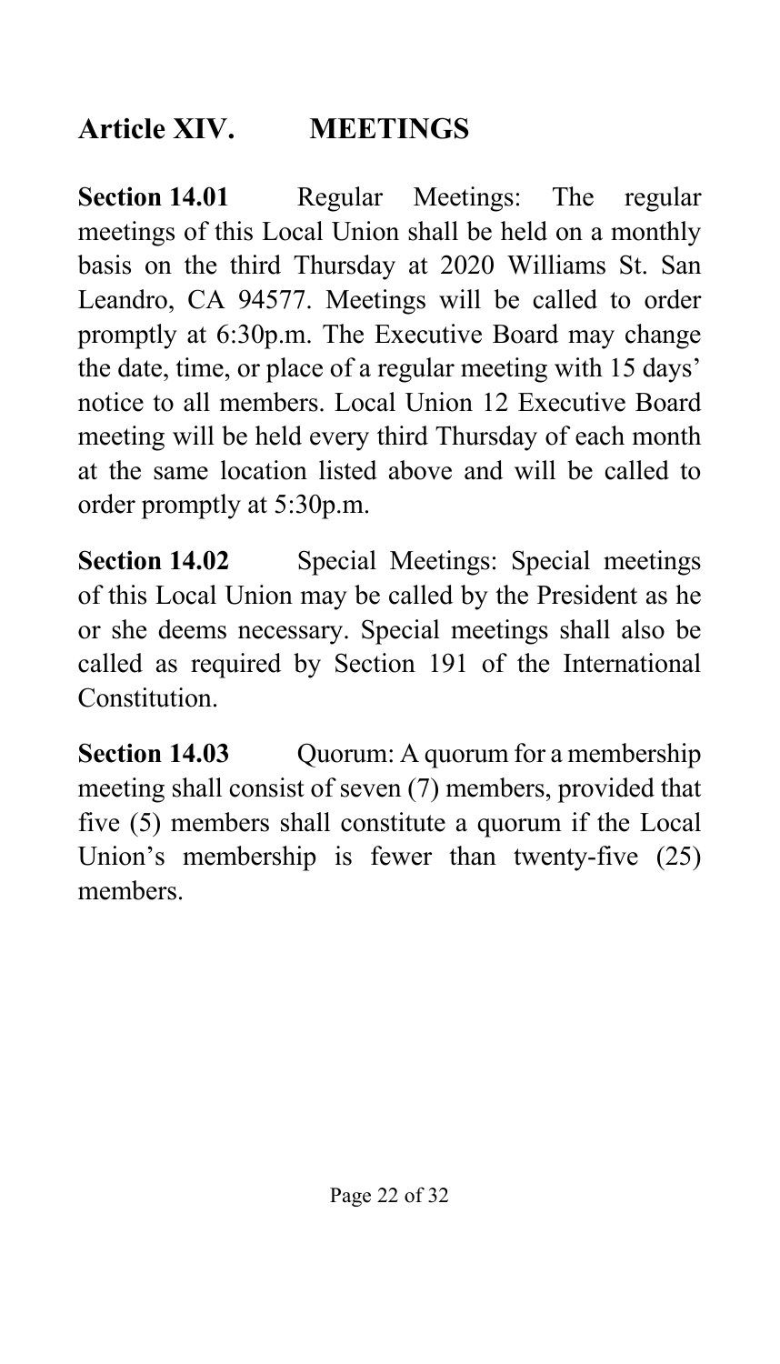## Article XIV. MEETINGS

**Section 14.01** Regular Meetings: The regular meetings of this Local Union shall be held on a monthly basis on the third Thursday at 2020 Williams St. San Leandro, CA 94577. Meetings will be called to order promptly at 6:30p.m. The Executive Board may change the date, time, or place of a regular meeting with 15 days' notice to all members. Local Union 12 Executive Board meeting will be held every third Thursday of each month at the same location listed above and will be called to order promptly at 5:30p.m.

**Section 14.02** Special Meetings: Special meetings of this Local Union may be called by the President as he or she deems necessary. Special meetings shall also be called as required by Section 191 of the International Constitution.

**Section 14.03** Quorum: A quorum for a membership meeting shall consist of seven (7) members, provided that five (5) members shall constitute a quorum if the Local Union's membership is fewer than twenty-five (25) members.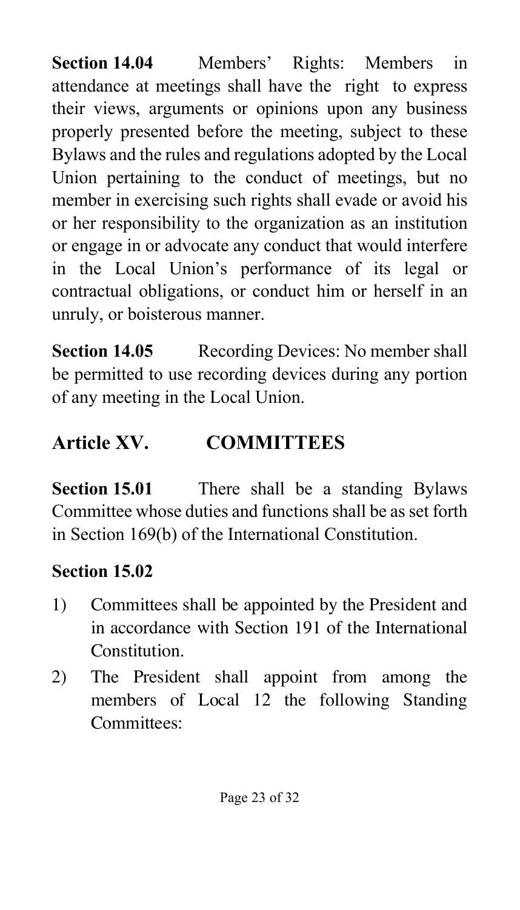**Section 14.04** Members' Rights: Members in attendance at meetings shall have the right to express their views, arguments or opinions upon any business properly presented before the meeting, subject to these Bylaws and the rules and regulations adopted by the Local Union pertaining to the conduct of meetings, but no member in exercising such rights shall evade or avoid his or her responsibility to the organization as an institution or engage in or advocate any conduct that would interfere in the Local Union's performance of its legal or contractual obligations, or conduct him or herself in an unruly, or boisterous manner.

**Section 14.05** Recording Devices: No member shall be permitted to use recording devices during any portion of any meeting in the Local Union.

## Article XV. COMMITTEES

**Section 15.01** There shall be a standing Bylaws Committee whose duties and functions shall be as set forth in Section 169(b) of the International Constitution.

**Section 15.02**

1) Committees shall be appointed by the President and in accordance with Section 191 of the International Constitution.
2) The President shall appoint from among the members of Local 12 the following Standing Committees: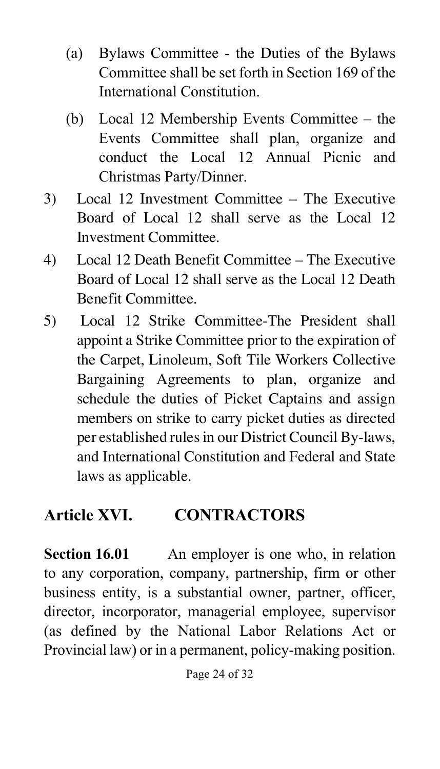(a) Bylaws Committee - the Duties of the Bylaws Committee shall be set forth in Section 169 of the International Constitution.

(b) Local 12 Membership Events Committee – the Events Committee shall plan, organize and conduct the Local 12 Annual Picnic and Christmas Party/Dinner.

3) Local 12 Investment Committee – The Executive Board of Local 12 shall serve as the Local 12 Investment Committee.

4) Local 12 Death Benefit Committee – The Executive Board of Local 12 shall serve as the Local 12 Death Benefit Committee.

5) Local 12 Strike Committee-The President shall appoint a Strike Committee prior to the expiration of the Carpet, Linoleum, Soft Tile Workers Collective Bargaining Agreements to plan, organize and schedule the duties of Picket Captains and assign members on strike to carry picket duties as directed per established rules in our District Council By-laws, and International Constitution and Federal and State laws as applicable.

## Article XVI. CONTRACTORS

**Section 16.01** An employer is one who, in relation to any corporation, company, partnership, firm or other business entity, is a substantial owner, partner, officer, director, incorporator, managerial employee, supervisor (as defined by the National Labor Relations Act or Provincial law) or in a permanent, policy-making position.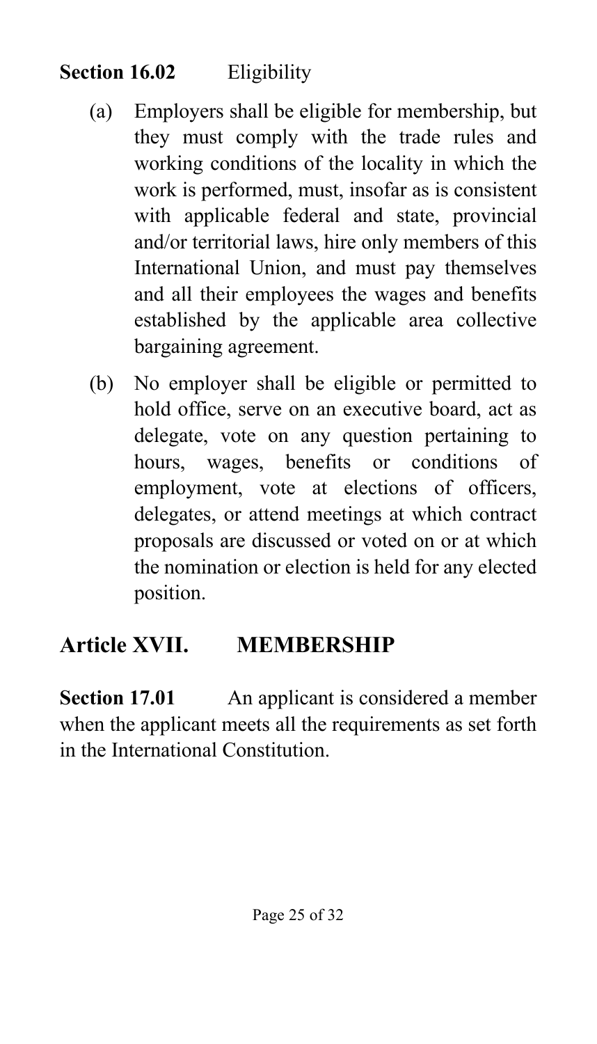**Section 16.02** Eligibility

(a) Employers shall be eligible for membership, but they must comply with the trade rules and working conditions of the locality in which the work is performed, must, insofar as is consistent with applicable federal and state, provincial and/or territorial laws, hire only members of this International Union, and must pay themselves and all their employees the wages and benefits established by the applicable area collective bargaining agreement.

(b) No employer shall be eligible or permitted to hold office, serve on an executive board, act as delegate, vote on any question pertaining to hours, wages, benefits or conditions of employment, vote at elections of officers, delegates, or attend meetings at which contract proposals are discussed or voted on or at which the nomination or election is held for any elected position.

## Article XVII. MEMBERSHIP

**Section 17.01** An applicant is considered a member when the applicant meets all the requirements as set forth in the International Constitution.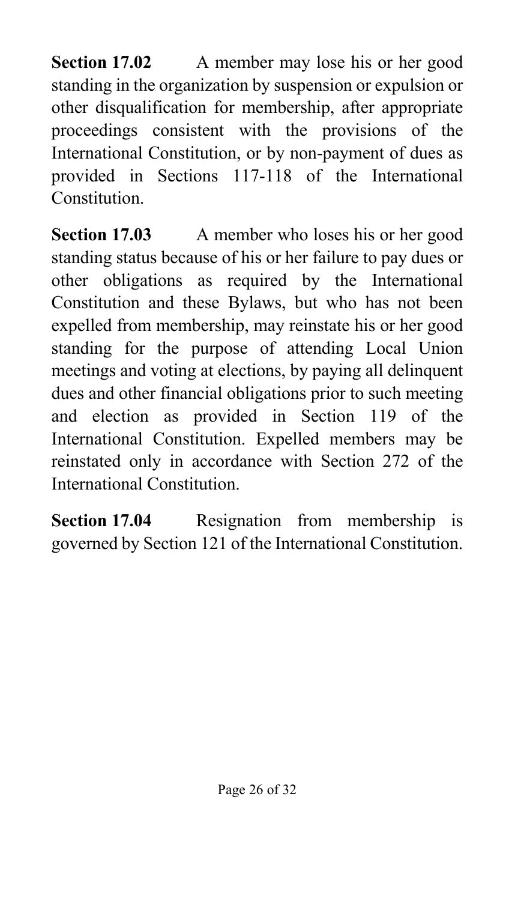**Section 17.02** A member may lose his or her good standing in the organization by suspension or expulsion or other disqualification for membership, after appropriate proceedings consistent with the provisions of the International Constitution, or by non-payment of dues as provided in Sections 117-118 of the International Constitution.

**Section 17.03** A member who loses his or her good standing status because of his or her failure to pay dues or other obligations as required by the International Constitution and these Bylaws, but who has not been expelled from membership, may reinstate his or her good standing for the purpose of attending Local Union meetings and voting at elections, by paying all delinquent dues and other financial obligations prior to such meeting and election as provided in Section 119 of the International Constitution. Expelled members may be reinstated only in accordance with Section 272 of the International Constitution.

**Section 17.04** Resignation from membership is governed by Section 121 of the International Constitution.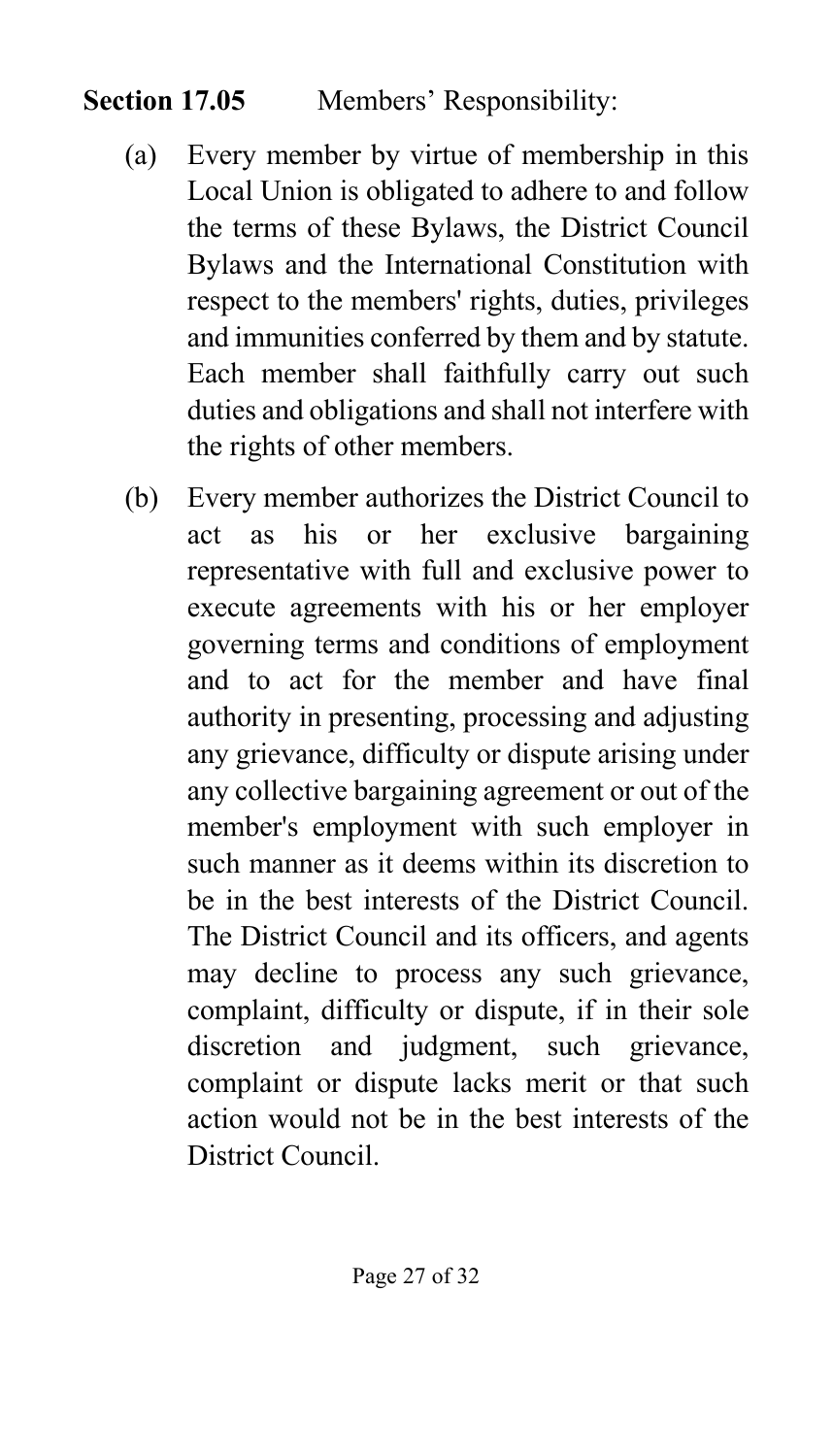**Section 17.05** Members' Responsibility:

(a) Every member by virtue of membership in this Local Union is obligated to adhere to and follow the terms of these Bylaws, the District Council Bylaws and the International Constitution with respect to the members' rights, duties, privileges and immunities conferred by them and by statute. Each member shall faithfully carry out such duties and obligations and shall not interfere with the rights of other members.

(b) Every member authorizes the District Council to act as his or her exclusive bargaining representative with full and exclusive power to execute agreements with his or her employer governing terms and conditions of employment and to act for the member and have final authority in presenting, processing and adjusting any grievance, difficulty or dispute arising under any collective bargaining agreement or out of the member's employment with such employer in such manner as it deems within its discretion to be in the best interests of the District Council. The District Council and its officers, and agents may decline to process any such grievance, complaint, difficulty or dispute, if in their sole discretion and judgment, such grievance, complaint or dispute lacks merit or that such action would not be in the best interests of the District Council.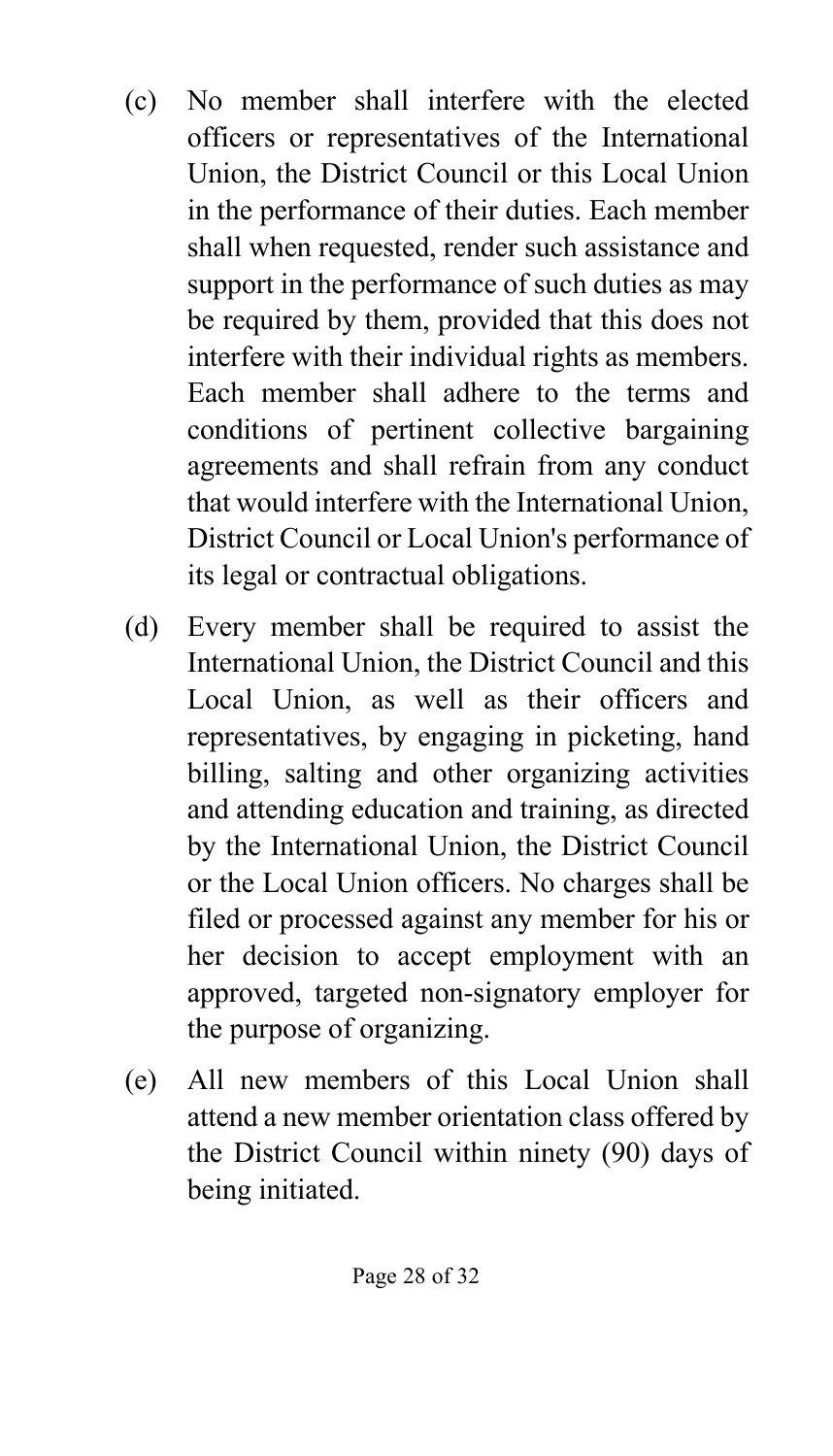(c) No member shall interfere with the elected officers or representatives of the International Union, the District Council or this Local Union in the performance of their duties. Each member shall when requested, render such assistance and support in the performance of such duties as may be required by them, provided that this does not interfere with their individual rights as members. Each member shall adhere to the terms and conditions of pertinent collective bargaining agreements and shall refrain from any conduct that would interfere with the International Union, District Council or Local Union's performance of its legal or contractual obligations.

(d) Every member shall be required to assist the International Union, the District Council and this Local Union, as well as their officers and representatives, by engaging in picketing, hand billing, salting and other organizing activities and attending education and training, as directed by the International Union, the District Council or the Local Union officers. No charges shall be filed or processed against any member for his or her decision to accept employment with an approved, targeted non-signatory employer for the purpose of organizing.

(e) All new members of this Local Union shall attend a new member orientation class offered by the District Council within ninety (90) days of being initiated.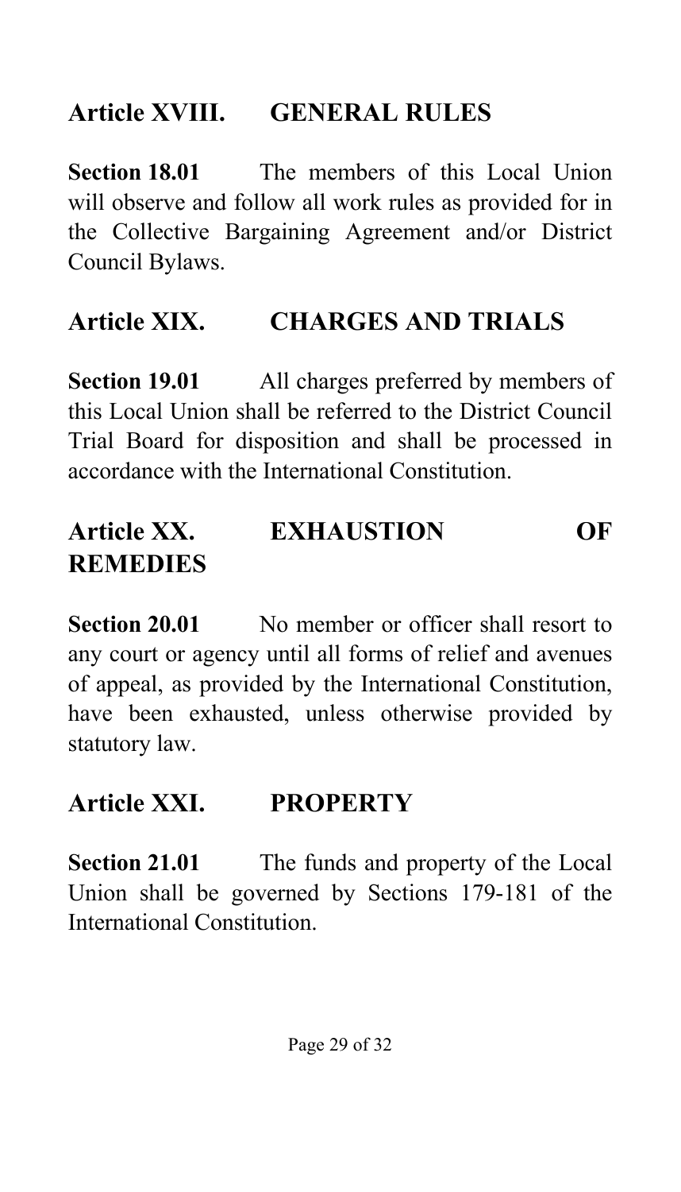## Article XVIII. GENERAL RULES

**Section 18.01** The members of this Local Union will observe and follow all work rules as provided for in the Collective Bargaining Agreement and/or District Council Bylaws.

## Article XIX. CHARGES AND TRIALS

**Section 19.01** All charges preferred by members of this Local Union shall be referred to the District Council Trial Board for disposition and shall be processed in accordance with the International Constitution.

## Article XX. EXHAUSTION OF REMEDIES

**Section 20.01** No member or officer shall resort to any court or agency until all forms of relief and avenues of appeal, as provided by the International Constitution, have been exhausted, unless otherwise provided by statutory law.

## Article XXI. PROPERTY

**Section 21.01** The funds and property of the Local Union shall be governed by Sections 179-181 of the International Constitution.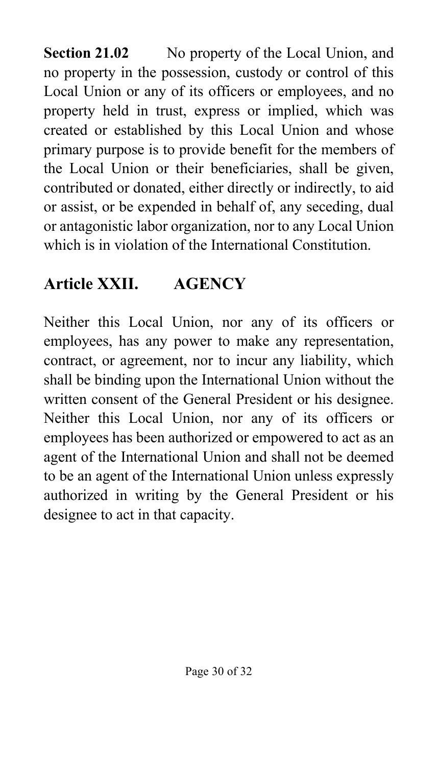**Section 21.02** No property of the Local Union, and no property in the possession, custody or control of this Local Union or any of its officers or employees, and no property held in trust, express or implied, which was created or established by this Local Union and whose primary purpose is to provide benefit for the members of the Local Union or their beneficiaries, shall be given, contributed or donated, either directly or indirectly, to aid or assist, or be expended in behalf of, any seceding, dual or antagonistic labor organization, nor to any Local Union which is in violation of the International Constitution.

## Article XXII. AGENCY

Neither this Local Union, nor any of its officers or employees, has any power to make any representation, contract, or agreement, nor to incur any liability, which shall be binding upon the International Union without the written consent of the General President or his designee. Neither this Local Union, nor any of its officers or employees has been authorized or empowered to act as an agent of the International Union and shall not be deemed to be an agent of the International Union unless expressly authorized in writing by the General President or his designee to act in that capacity.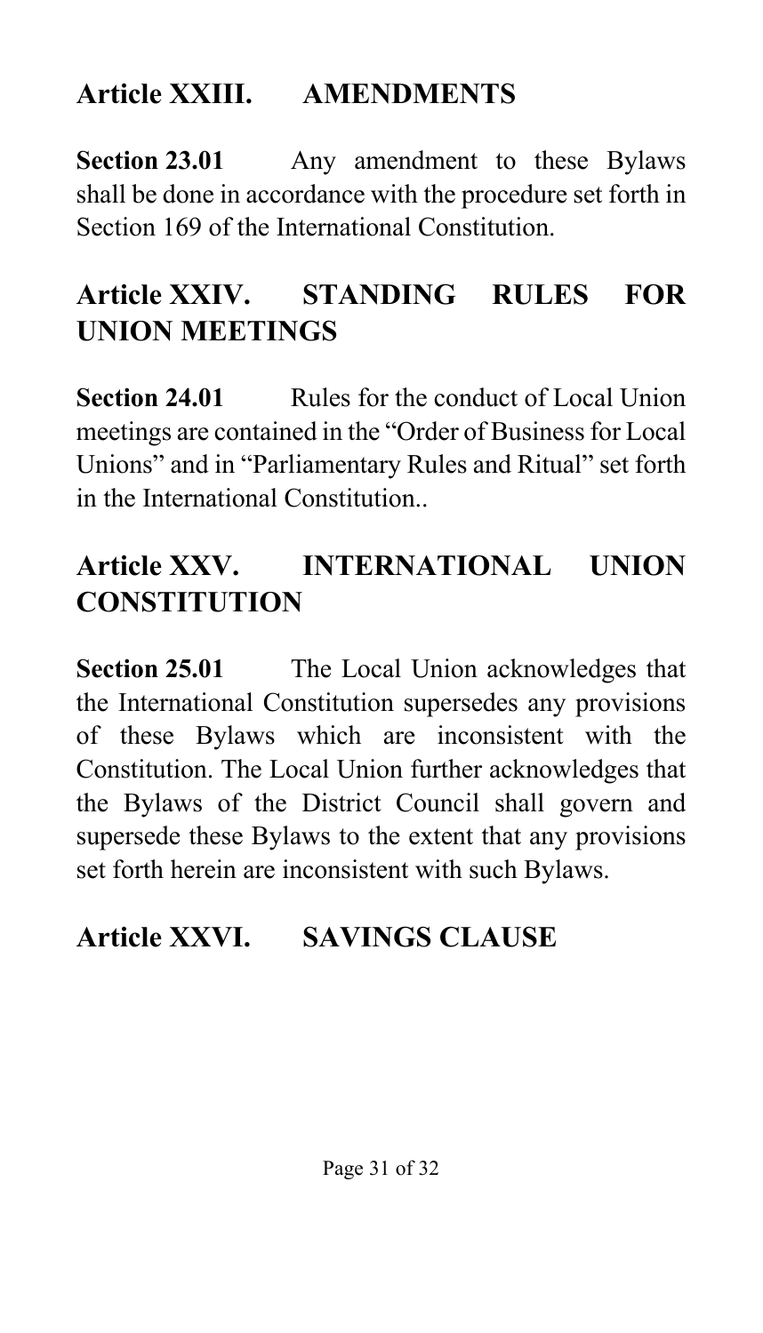## Article XXIII. AMENDMENTS

**Section 23.01** Any amendment to these Bylaws shall be done in accordance with the procedure set forth in Section 169 of the International Constitution.

## Article XXIV. STANDING RULES FOR UNION MEETINGS

**Section 24.01** Rules for the conduct of Local Union meetings are contained in the "Order of Business for Local Unions" and in "Parliamentary Rules and Ritual" set forth in the International Constitution..

## Article XXV. INTERNATIONAL UNION CONSTITUTION

**Section 25.01** The Local Union acknowledges that the International Constitution supersedes any provisions of these Bylaws which are inconsistent with the Constitution. The Local Union further acknowledges that the Bylaws of the District Council shall govern and supersede these Bylaws to the extent that any provisions set forth herein are inconsistent with such Bylaws.

## Article XXVI. SAVINGS CLAUSE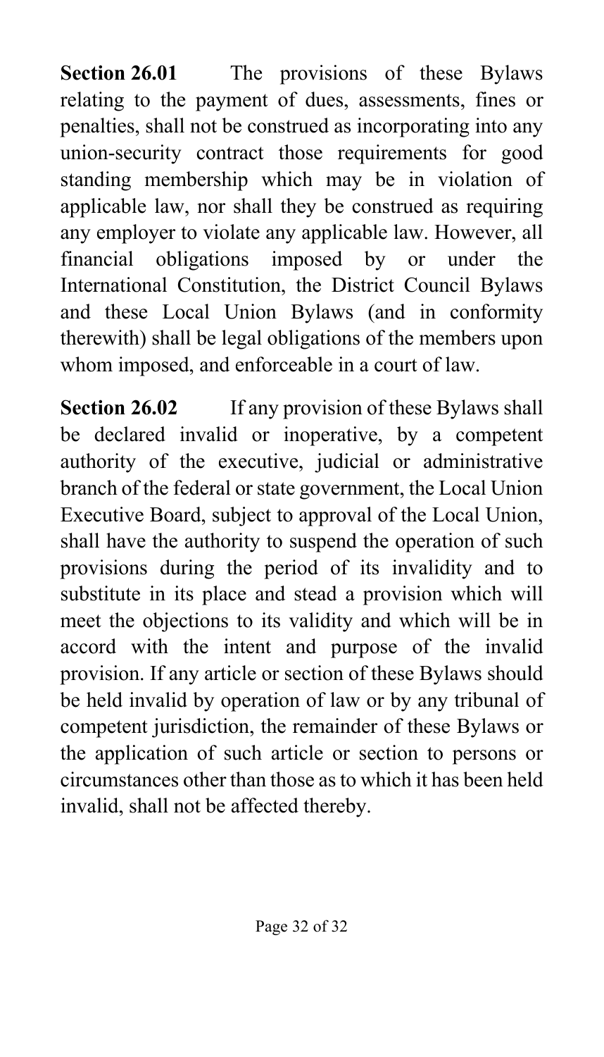**Section 26.01** The provisions of these Bylaws relating to the payment of dues, assessments, fines or penalties, shall not be construed as incorporating into any union-security contract those requirements for good standing membership which may be in violation of applicable law, nor shall they be construed as requiring any employer to violate any applicable law. However, all financial obligations imposed by or under the International Constitution, the District Council Bylaws and these Local Union Bylaws (and in conformity therewith) shall be legal obligations of the members upon whom imposed, and enforceable in a court of law.

**Section 26.02** If any provision of these Bylaws shall be declared invalid or inoperative, by a competent authority of the executive, judicial or administrative branch of the federal or state government, the Local Union Executive Board, subject to approval of the Local Union, shall have the authority to suspend the operation of such provisions during the period of its invalidity and to substitute in its place and stead a provision which will meet the objections to its validity and which will be in accord with the intent and purpose of the invalid provision. If any article or section of these Bylaws should be held invalid by operation of law or by any tribunal of competent jurisdiction, the remainder of these Bylaws or the application of such article or section to persons or circumstances other than those as to which it has been held invalid, shall not be affected thereby.